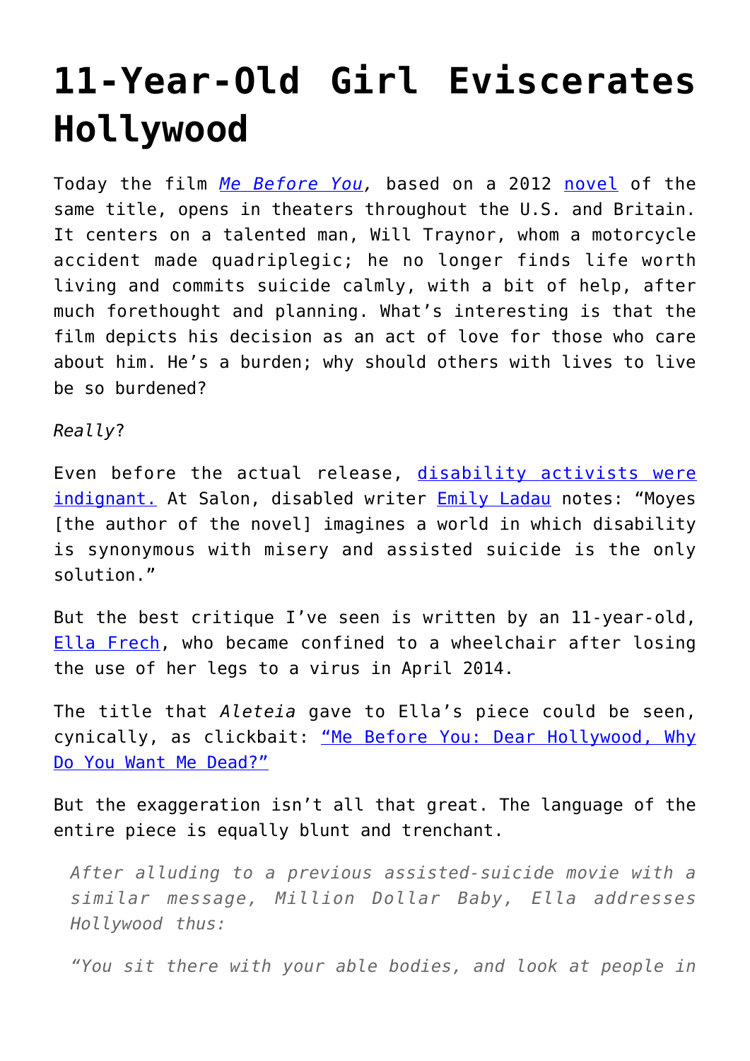# 11-Year-Old Girl Eviscerates Hollywood

Today the film *Me Before You*, based on a 2012 novel of the same title, opens in theaters throughout the U.S. and Britain. It centers on a talented man, Will Traynor, whom a motorcycle accident made quadriplegic; he no longer finds life worth living and commits suicide calmly, with a bit of help, after much forethought and planning. What's interesting is that the film depicts his decision as an act of love for those who care about him. He's a burden; why should others with lives to live be so burdened?

*Really*?

Even before the actual release, disability activists were indignant. At Salon, disabled writer Emily Ladau notes: "Moyes [the author of the novel] imagines a world in which disability is synonymous with misery and assisted suicide is the only solution."

But the best critique I've seen is written by an 11-year-old, Ella Frech, who became confined to a wheelchair after losing the use of her legs to a virus in April 2014.

The title that *Aleteia* gave to Ella's piece could be seen, cynically, as clickbait: "Me Before You: Dear Hollywood, Why Do You Want Me Dead?"

But the exaggeration isn't all that great. The language of the entire piece is equally blunt and trenchant.

> *After alluding to a previous assisted-suicide movie with a similar message, Million Dollar Baby, Ella addresses Hollywood thus:*
>
> *"You sit there with your able bodies, and look at people in*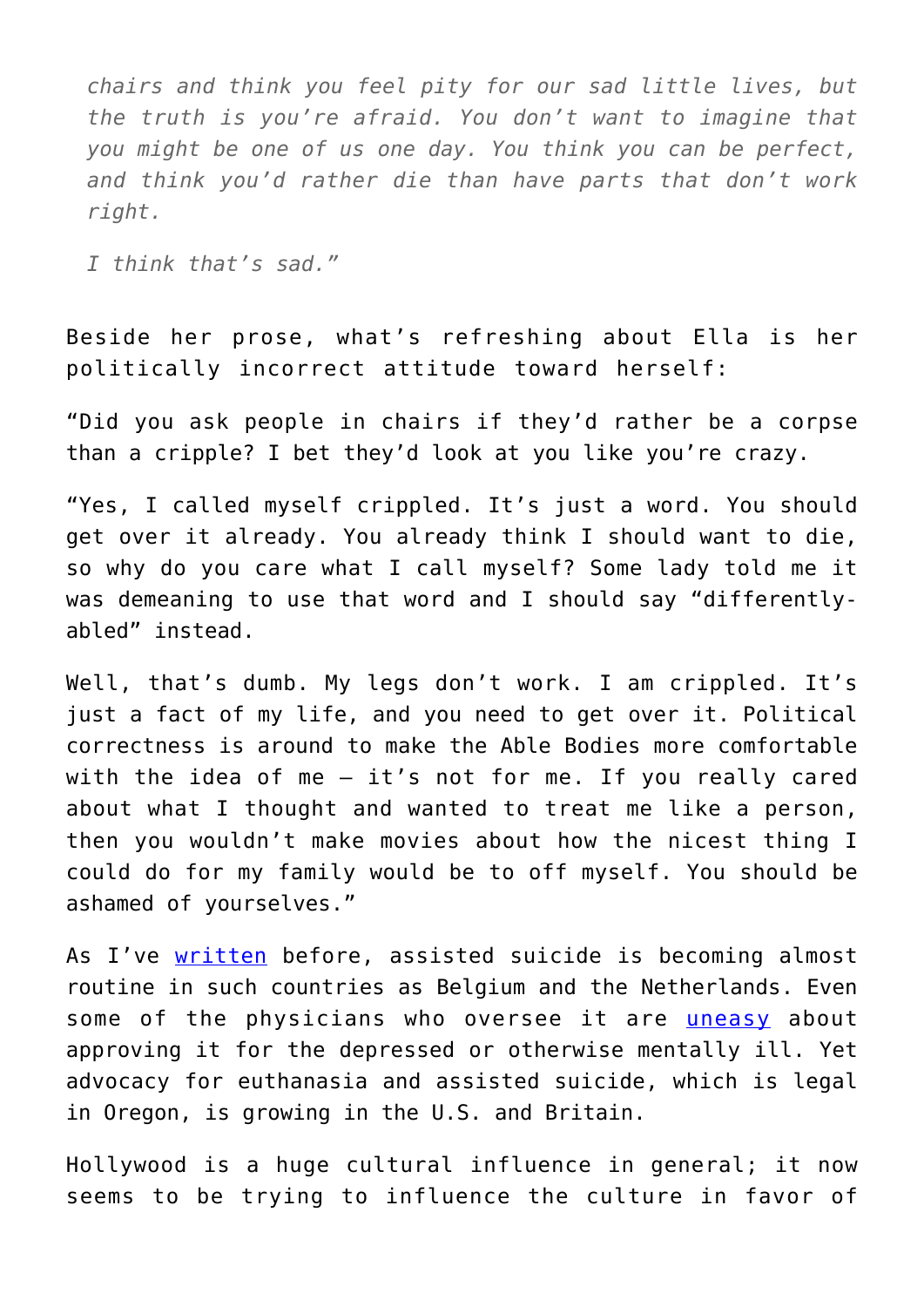*chairs and think you feel pity for our sad little lives, but the truth is you're afraid. You don't want to imagine that you might be one of us one day. You think you can be perfect, and think you'd rather die than have parts that don't work right.*

*I think that's sad."*

Beside her prose, what's refreshing about Ella is her politically incorrect attitude toward herself:

"Did you ask people in chairs if they'd rather be a corpse than a cripple? I bet they'd look at you like you're crazy.

"Yes, I called myself crippled. It's just a word. You should get over it already. You already think I should want to die, so why do you care what I call myself? Some lady told me it was demeaning to use that word and I should say "differently-abled" instead.

Well, that's dumb. My legs don't work. I am crippled. It's just a fact of my life, and you need to get over it. Political correctness is around to make the Able Bodies more comfortable with the idea of me – it's not for me. If you really cared about what I thought and wanted to treat me like a person, then you wouldn't make movies about how the nicest thing I could do for my family would be to off myself. You should be ashamed of yourselves."

As I've [written](#) before, assisted suicide is becoming almost routine in such countries as Belgium and the Netherlands. Even some of the physicians who oversee it are [uneasy](#) about approving it for the depressed or otherwise mentally ill. Yet advocacy for euthanasia and assisted suicide, which is legal in Oregon, is growing in the U.S. and Britain.

Hollywood is a huge cultural influence in general; it now seems to be trying to influence the culture in favor of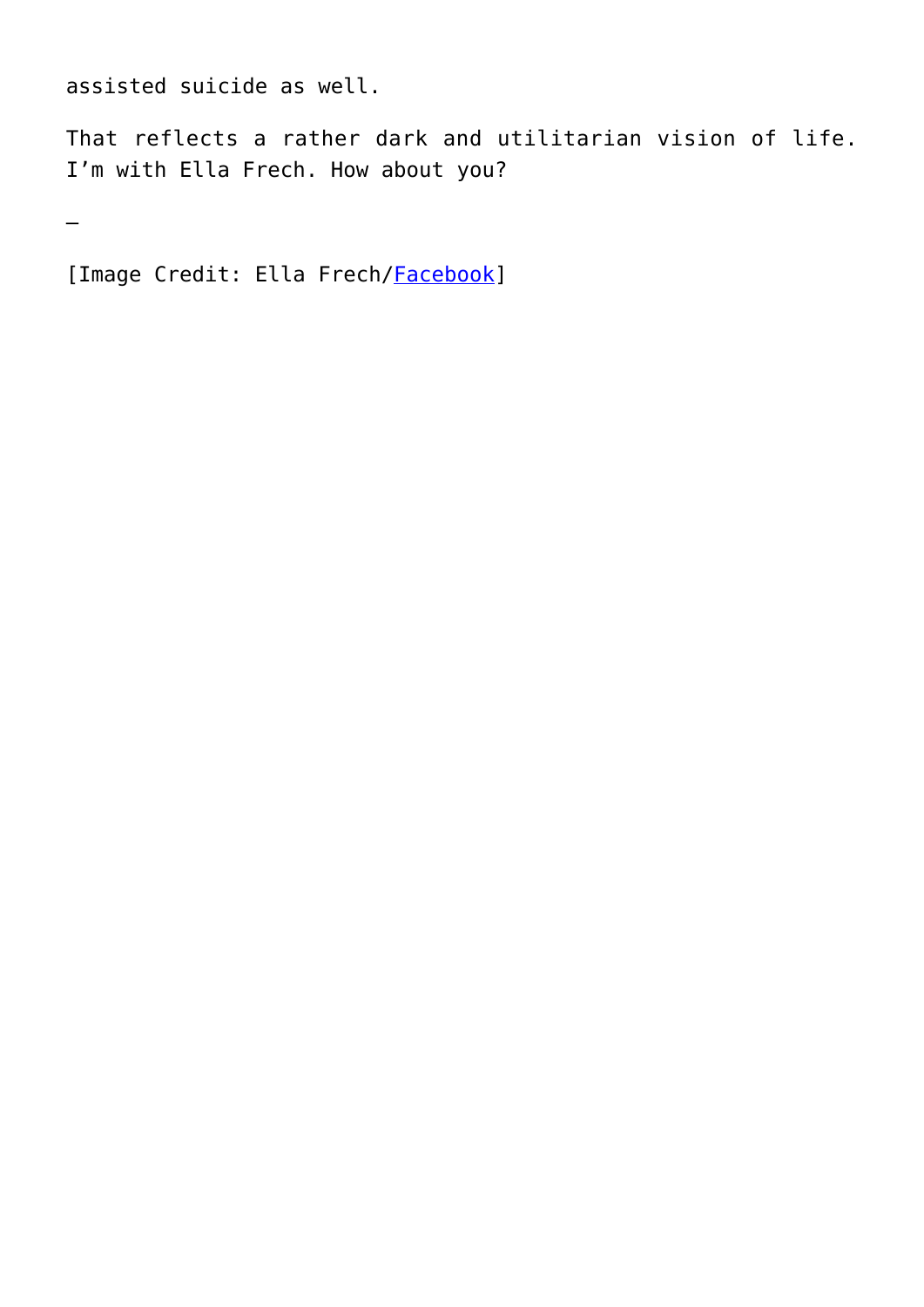assisted suicide as well.

That reflects a rather dark and utilitarian vision of life. I'm with Ella Frech. How about you?

—

[Image Credit: Ella Frech/Facebook]